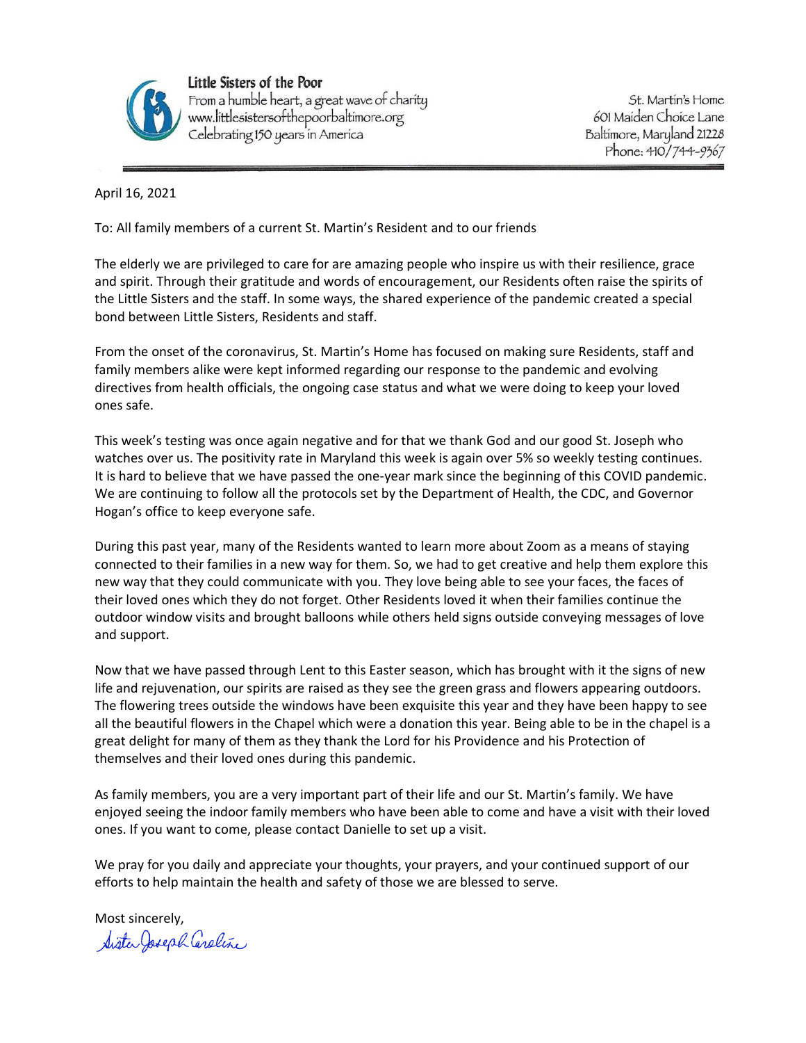**Little Sisters of the Poor**
From a humble heart, a great wave of charity
www.littlesistersofthepoorbaltimore.org
Celebrating 150 years in America

St. Martin's Home
601 Maiden Choice Lane
Baltimore, Maryland 21228
Phone: 410/744-9367

---

April 16, 2021

To: All family members of a current St. Martin's Resident and to our friends

The elderly we are privileged to care for are amazing people who inspire us with their resilience, grace and spirit. Through their gratitude and words of encouragement, our Residents often raise the spirits of the Little Sisters and the staff. In some ways, the shared experience of the pandemic created a special bond between Little Sisters, Residents and staff.

From the onset of the coronavirus, St. Martin's Home has focused on making sure Residents, staff and family members alike were kept informed regarding our response to the pandemic and evolving directives from health officials, the ongoing case status and what we were doing to keep your loved ones safe.

This week's testing was once again negative and for that we thank God and our good St. Joseph who watches over us. The positivity rate in Maryland this week is again over 5% so weekly testing continues. It is hard to believe that we have passed the one-year mark since the beginning of this COVID pandemic. We are continuing to follow all the protocols set by the Department of Health, the CDC, and Governor Hogan's office to keep everyone safe.

During this past year, many of the Residents wanted to learn more about Zoom as a means of staying connected to their families in a new way for them. So, we had to get creative and help them explore this new way that they could communicate with you. They love being able to see your faces, the faces of their loved ones which they do not forget. Other Residents loved it when their families continue the outdoor window visits and brought balloons while others held signs outside conveying messages of love and support.

Now that we have passed through Lent to this Easter season, which has brought with it the signs of new life and rejuvenation, our spirits are raised as they see the green grass and flowers appearing outdoors. The flowering trees outside the windows have been exquisite this year and they have been happy to see all the beautiful flowers in the Chapel which were a donation this year. Being able to be in the chapel is a great delight for many of them as they thank the Lord for his Providence and his Protection of themselves and their loved ones during this pandemic.

As family members, you are a very important part of their life and our St. Martin's family. We have enjoyed seeing the indoor family members who have been able to come and have a visit with their loved ones. If you want to come, please contact Danielle to set up a visit.

We pray for you daily and appreciate your thoughts, your prayers, and your continued support of our efforts to help maintain the health and safety of those we are blessed to serve.

Most sincerely,

*Sister Joseph Caroline*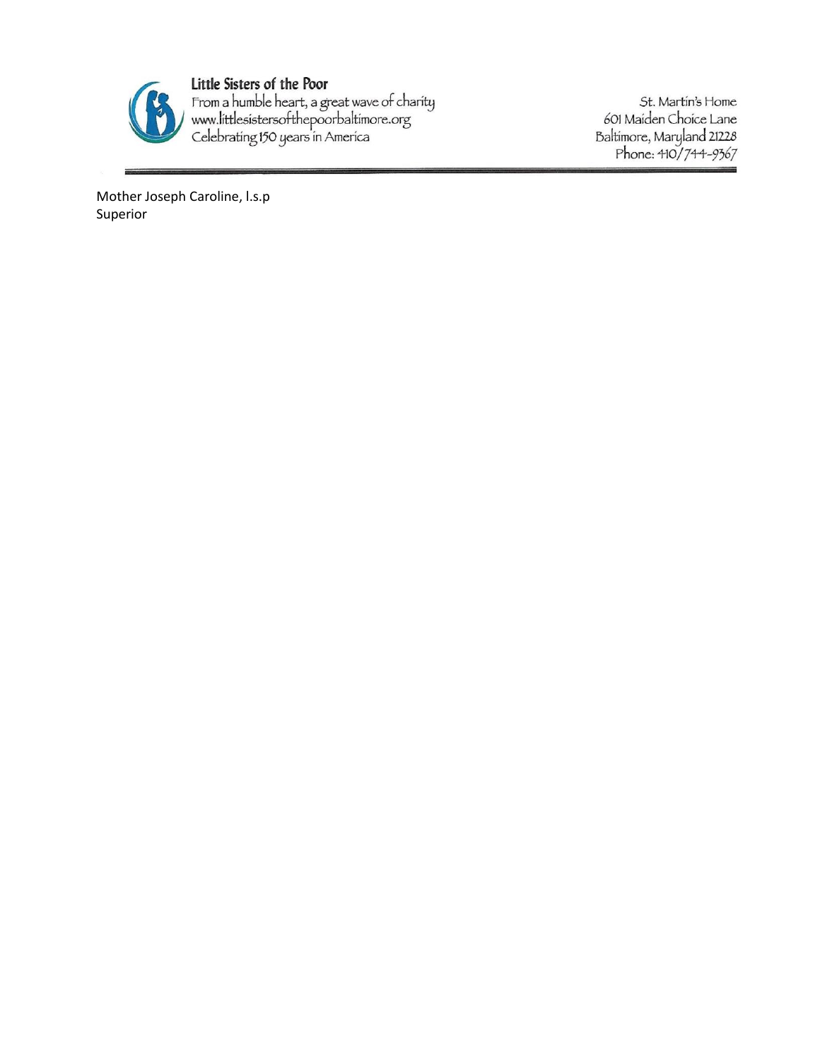**Little Sisters of the Poor**
From a humble heart, a great wave of charity
www.littlesistersofthepoorbaltimore.org
Celebrating 150 years in America

St. Martin's Home
601 Maiden Choice Lane
Baltimore, Maryland 21228
Phone: 410/744-9367

---

Mother Joseph Caroline, l.s.p
Superior